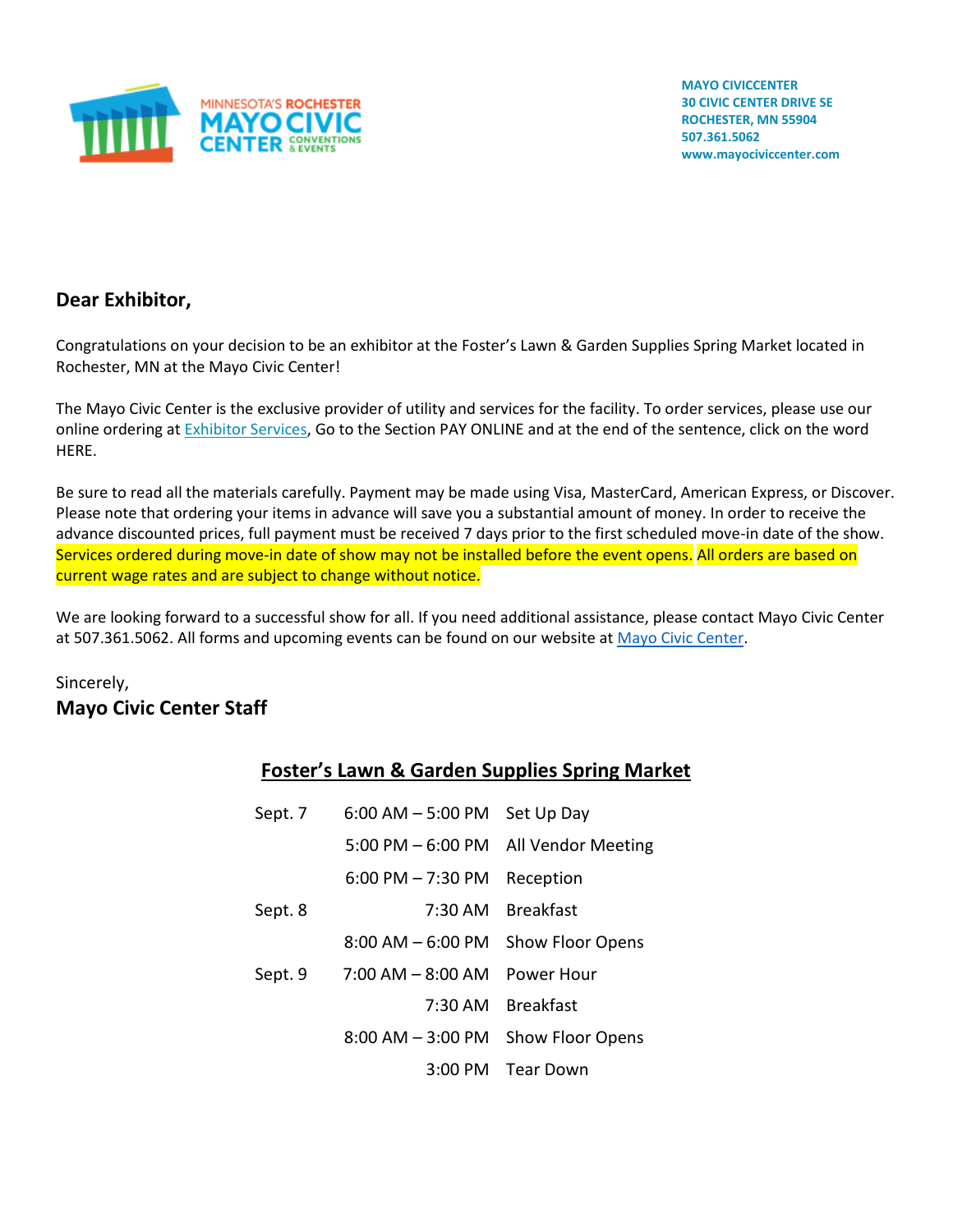MINNESOTA'S ROCHESTER MAYO CIVIC CENTER CONVENTIONS & EVENTS

**MAYO CIVICCENTER**
**30 CIVIC CENTER DRIVE SE**
**ROCHESTER, MN 55904**
**507.361.5062**
**www.mayociviccenter.com**

## Dear Exhibitor,

Congratulations on your decision to be an exhibitor at the Foster's Lawn & Garden Supplies Spring Market located in Rochester, MN at the Mayo Civic Center!

The Mayo Civic Center is the exclusive provider of utility and services for the facility. To order services, please use our online ordering at Exhibitor Services, Go to the Section PAY ONLINE and at the end of the sentence, click on the word HERE.

Be sure to read all the materials carefully. Payment may be made using Visa, MasterCard, American Express, or Discover. Please note that ordering your items in advance will save you a substantial amount of money. In order to receive the advance discounted prices, full payment must be received 7 days prior to the first scheduled move-in date of the show. Services ordered during move-in date of show may not be installed before the event opens. All orders are based on current wage rates and are subject to change without notice.

We are looking forward to a successful show for all. If you need additional assistance, please contact Mayo Civic Center at 507.361.5062. All forms and upcoming events can be found on our website at Mayo Civic Center.

Sincerely,
**Mayo Civic Center Staff**

## Foster's Lawn & Garden Supplies Spring Market

| | | |
|---|---|---|
| Sept. 7 | 6:00 AM – 5:00 PM | Set Up Day |
| | 5:00 PM – 6:00 PM | All Vendor Meeting |
| | 6:00 PM – 7:30 PM | Reception |
| Sept. 8 | 7:30 AM | Breakfast |
| | 8:00 AM – 6:00 PM | Show Floor Opens |
| Sept. 9 | 7:00 AM – 8:00 AM | Power Hour |
| | 7:30 AM | Breakfast |
| | 8:00 AM – 3:00 PM | Show Floor Opens |
| | 3:00 PM | Tear Down |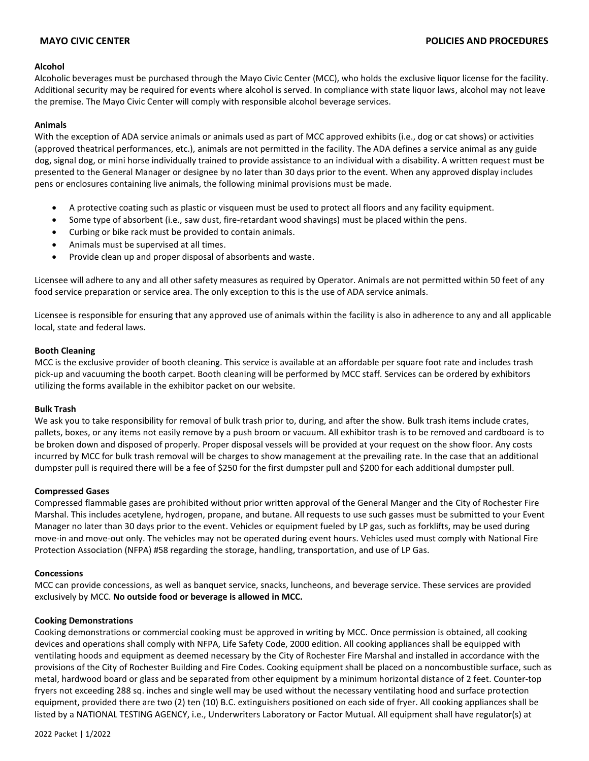**Alcohol**

Alcoholic beverages must be purchased through the Mayo Civic Center (MCC), who holds the exclusive liquor license for the facility. Additional security may be required for events where alcohol is served. In compliance with state liquor laws, alcohol may not leave the premise. The Mayo Civic Center will comply with responsible alcohol beverage services.

**Animals**

With the exception of ADA service animals or animals used as part of MCC approved exhibits (i.e., dog or cat shows) or activities (approved theatrical performances, etc.), animals are not permitted in the facility. The ADA defines a service animal as any guide dog, signal dog, or mini horse individually trained to provide assistance to an individual with a disability. A written request must be presented to the General Manager or designee by no later than 30 days prior to the event. When any approved display includes pens or enclosures containing live animals, the following minimal provisions must be made.

- A protective coating such as plastic or visqueen must be used to protect all floors and any facility equipment.
- Some type of absorbent (i.e., saw dust, fire-retardant wood shavings) must be placed within the pens.
- Curbing or bike rack must be provided to contain animals.
- Animals must be supervised at all times.
- Provide clean up and proper disposal of absorbents and waste.

Licensee will adhere to any and all other safety measures as required by Operator. Animals are not permitted within 50 feet of any food service preparation or service area. The only exception to this is the use of ADA service animals.

Licensee is responsible for ensuring that any approved use of animals within the facility is also in adherence to any and all applicable local, state and federal laws.

**Booth Cleaning**

MCC is the exclusive provider of booth cleaning. This service is available at an affordable per square foot rate and includes trash pick-up and vacuuming the booth carpet. Booth cleaning will be performed by MCC staff. Services can be ordered by exhibitors utilizing the forms available in the exhibitor packet on our website.

**Bulk Trash**

We ask you to take responsibility for removal of bulk trash prior to, during, and after the show. Bulk trash items include crates, pallets, boxes, or any items not easily remove by a push broom or vacuum. All exhibitor trash is to be removed and cardboard is to be broken down and disposed of properly. Proper disposal vessels will be provided at your request on the show floor. Any costs incurred by MCC for bulk trash removal will be charges to show management at the prevailing rate. In the case that an additional dumpster pull is required there will be a fee of $250 for the first dumpster pull and $200 for each additional dumpster pull.

**Compressed Gases**

Compressed flammable gases are prohibited without prior written approval of the General Manger and the City of Rochester Fire Marshal. This includes acetylene, hydrogen, propane, and butane. All requests to use such gasses must be submitted to your Event Manager no later than 30 days prior to the event. Vehicles or equipment fueled by LP gas, such as forklifts, may be used during move-in and move-out only. The vehicles may not be operated during event hours. Vehicles used must comply with National Fire Protection Association (NFPA) #58 regarding the storage, handling, transportation, and use of LP Gas.

**Concessions**

MCC can provide concessions, as well as banquet service, snacks, luncheons, and beverage service. These services are provided exclusively by MCC. **No outside food or beverage is allowed in MCC.**

**Cooking Demonstrations**

Cooking demonstrations or commercial cooking must be approved in writing by MCC. Once permission is obtained, all cooking devices and operations shall comply with NFPA, Life Safety Code, 2000 edition. All cooking appliances shall be equipped with ventilating hoods and equipment as deemed necessary by the City of Rochester Fire Marshal and installed in accordance with the provisions of the City of Rochester Building and Fire Codes. Cooking equipment shall be placed on a noncombustible surface, such as metal, hardwood board or glass and be separated from other equipment by a minimum horizontal distance of 2 feet. Counter-top fryers not exceeding 288 sq. inches and single well may be used without the necessary ventilating hood and surface protection equipment, provided there are two (2) ten (10) B.C. extinguishers positioned on each side of fryer. All cooking appliances shall be listed by a NATIONAL TESTING AGENCY, i.e., Underwriters Laboratory or Factor Mutual. All equipment shall have regulator(s) at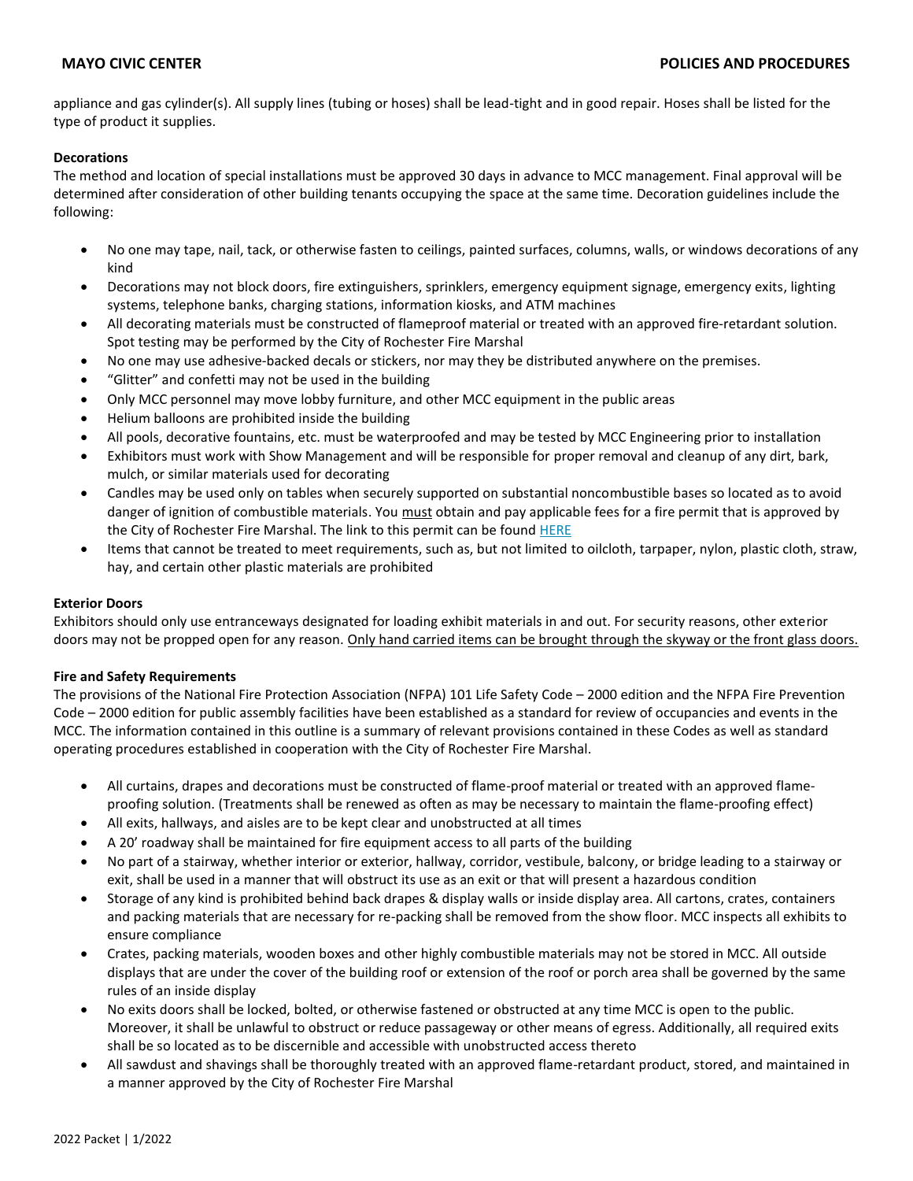appliance and gas cylinder(s). All supply lines (tubing or hoses) shall be lead-tight and in good repair. Hoses shall be listed for the type of product it supplies.

**Decorations**

The method and location of special installations must be approved 30 days in advance to MCC management. Final approval will be determined after consideration of other building tenants occupying the space at the same time. Decoration guidelines include the following:

- No one may tape, nail, tack, or otherwise fasten to ceilings, painted surfaces, columns, walls, or windows decorations of any kind
- Decorations may not block doors, fire extinguishers, sprinklers, emergency equipment signage, emergency exits, lighting systems, telephone banks, charging stations, information kiosks, and ATM machines
- All decorating materials must be constructed of flameproof material or treated with an approved fire-retardant solution. Spot testing may be performed by the City of Rochester Fire Marshal
- No one may use adhesive-backed decals or stickers, nor may they be distributed anywhere on the premises.
- "Glitter" and confetti may not be used in the building
- Only MCC personnel may move lobby furniture, and other MCC equipment in the public areas
- Helium balloons are prohibited inside the building
- All pools, decorative fountains, etc. must be waterproofed and may be tested by MCC Engineering prior to installation
- Exhibitors must work with Show Management and will be responsible for proper removal and cleanup of any dirt, bark, mulch, or similar materials used for decorating
- Candles may be used only on tables when securely supported on substantial noncombustible bases so located as to avoid danger of ignition of combustible materials. You <u>must</u> obtain and pay applicable fees for a fire permit that is approved by the City of Rochester Fire Marshal. The link to this permit can be found HERE
- Items that cannot be treated to meet requirements, such as, but not limited to oilcloth, tarpaper, nylon, plastic cloth, straw, hay, and certain other plastic materials are prohibited

**Exterior Doors**

Exhibitors should only use entranceways designated for loading exhibit materials in and out. For security reasons, other exterior doors may not be propped open for any reason. <u>Only hand carried items can be brought through the skyway or the front glass doors.</u>

**Fire and Safety Requirements**

The provisions of the National Fire Protection Association (NFPA) 101 Life Safety Code – 2000 edition and the NFPA Fire Prevention Code – 2000 edition for public assembly facilities have been established as a standard for review of occupancies and events in the MCC. The information contained in this outline is a summary of relevant provisions contained in these Codes as well as standard operating procedures established in cooperation with the City of Rochester Fire Marshal.

- All curtains, drapes and decorations must be constructed of flame-proof material or treated with an approved flame-proofing solution. (Treatments shall be renewed as often as may be necessary to maintain the flame-proofing effect)
- All exits, hallways, and aisles are to be kept clear and unobstructed at all times
- A 20' roadway shall be maintained for fire equipment access to all parts of the building
- No part of a stairway, whether interior or exterior, hallway, corridor, vestibule, balcony, or bridge leading to a stairway or exit, shall be used in a manner that will obstruct its use as an exit or that will present a hazardous condition
- Storage of any kind is prohibited behind back drapes & display walls or inside display area. All cartons, crates, containers and packing materials that are necessary for re-packing shall be removed from the show floor. MCC inspects all exhibits to ensure compliance
- Crates, packing materials, wooden boxes and other highly combustible materials may not be stored in MCC. All outside displays that are under the cover of the building roof or extension of the roof or porch area shall be governed by the same rules of an inside display
- No exits doors shall be locked, bolted, or otherwise fastened or obstructed at any time MCC is open to the public. Moreover, it shall be unlawful to obstruct or reduce passageway or other means of egress. Additionally, all required exits shall be so located as to be discernible and accessible with unobstructed access thereto
- All sawdust and shavings shall be thoroughly treated with an approved flame-retardant product, stored, and maintained in a manner approved by the City of Rochester Fire Marshal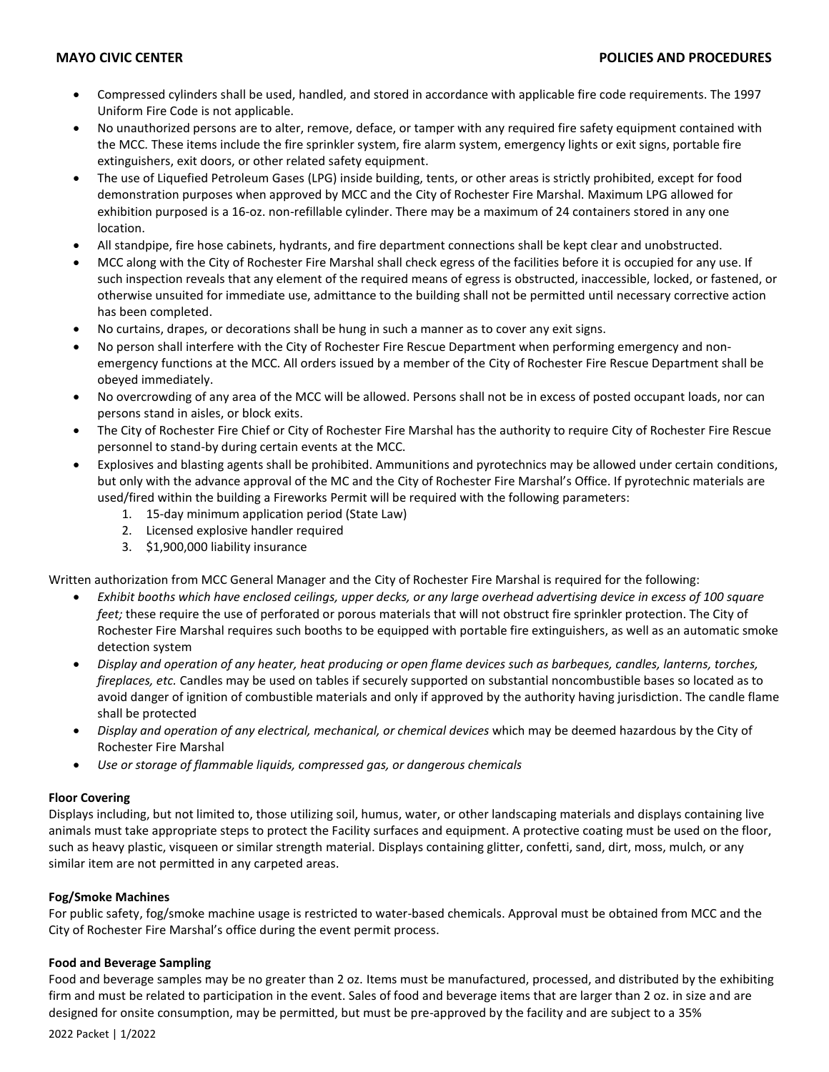- Compressed cylinders shall be used, handled, and stored in accordance with applicable fire code requirements. The 1997 Uniform Fire Code is not applicable.
- No unauthorized persons are to alter, remove, deface, or tamper with any required fire safety equipment contained with the MCC. These items include the fire sprinkler system, fire alarm system, emergency lights or exit signs, portable fire extinguishers, exit doors, or other related safety equipment.
- The use of Liquefied Petroleum Gases (LPG) inside building, tents, or other areas is strictly prohibited, except for food demonstration purposes when approved by MCC and the City of Rochester Fire Marshal. Maximum LPG allowed for exhibition purposed is a 16-oz. non-refillable cylinder. There may be a maximum of 24 containers stored in any one location.
- All standpipe, fire hose cabinets, hydrants, and fire department connections shall be kept clear and unobstructed.
- MCC along with the City of Rochester Fire Marshal shall check egress of the facilities before it is occupied for any use. If such inspection reveals that any element of the required means of egress is obstructed, inaccessible, locked, or fastened, or otherwise unsuited for immediate use, admittance to the building shall not be permitted until necessary corrective action has been completed.
- No curtains, drapes, or decorations shall be hung in such a manner as to cover any exit signs.
- No person shall interfere with the City of Rochester Fire Rescue Department when performing emergency and non-emergency functions at the MCC. All orders issued by a member of the City of Rochester Fire Rescue Department shall be obeyed immediately.
- No overcrowding of any area of the MCC will be allowed. Persons shall not be in excess of posted occupant loads, nor can persons stand in aisles, or block exits.
- The City of Rochester Fire Chief or City of Rochester Fire Marshal has the authority to require City of Rochester Fire Rescue personnel to stand-by during certain events at the MCC.
- Explosives and blasting agents shall be prohibited. Ammunitions and pyrotechnics may be allowed under certain conditions, but only with the advance approval of the MC and the City of Rochester Fire Marshal's Office. If pyrotechnic materials are used/fired within the building a Fireworks Permit will be required with the following parameters:
  1. 15-day minimum application period (State Law)
  2. Licensed explosive handler required
  3. $1,900,000 liability insurance

Written authorization from MCC General Manager and the City of Rochester Fire Marshal is required for the following:

- *Exhibit booths which have enclosed ceilings, upper decks, or any large overhead advertising device in excess of 100 square feet;* these require the use of perforated or porous materials that will not obstruct fire sprinkler protection. The City of Rochester Fire Marshal requires such booths to be equipped with portable fire extinguishers, as well as an automatic smoke detection system
- *Display and operation of any heater, heat producing or open flame devices such as barbeques, candles, lanterns, torches, fireplaces, etc.* Candles may be used on tables if securely supported on substantial noncombustible bases so located as to avoid danger of ignition of combustible materials and only if approved by the authority having jurisdiction. The candle flame shall be protected
- *Display and operation of any electrical, mechanical, or chemical devices* which may be deemed hazardous by the City of Rochester Fire Marshal
- *Use or storage of flammable liquids, compressed gas, or dangerous chemicals*

**Floor Covering**

Displays including, but not limited to, those utilizing soil, humus, water, or other landscaping materials and displays containing live animals must take appropriate steps to protect the Facility surfaces and equipment. A protective coating must be used on the floor, such as heavy plastic, visqueen or similar strength material. Displays containing glitter, confetti, sand, dirt, moss, mulch, or any similar item are not permitted in any carpeted areas.

**Fog/Smoke Machines**

For public safety, fog/smoke machine usage is restricted to water-based chemicals. Approval must be obtained from MCC and the City of Rochester Fire Marshal's office during the event permit process.

**Food and Beverage Sampling**

Food and beverage samples may be no greater than 2 oz. Items must be manufactured, processed, and distributed by the exhibiting firm and must be related to participation in the event. Sales of food and beverage items that are larger than 2 oz. in size and are designed for onsite consumption, may be permitted, but must be pre-approved by the facility and are subject to a 35%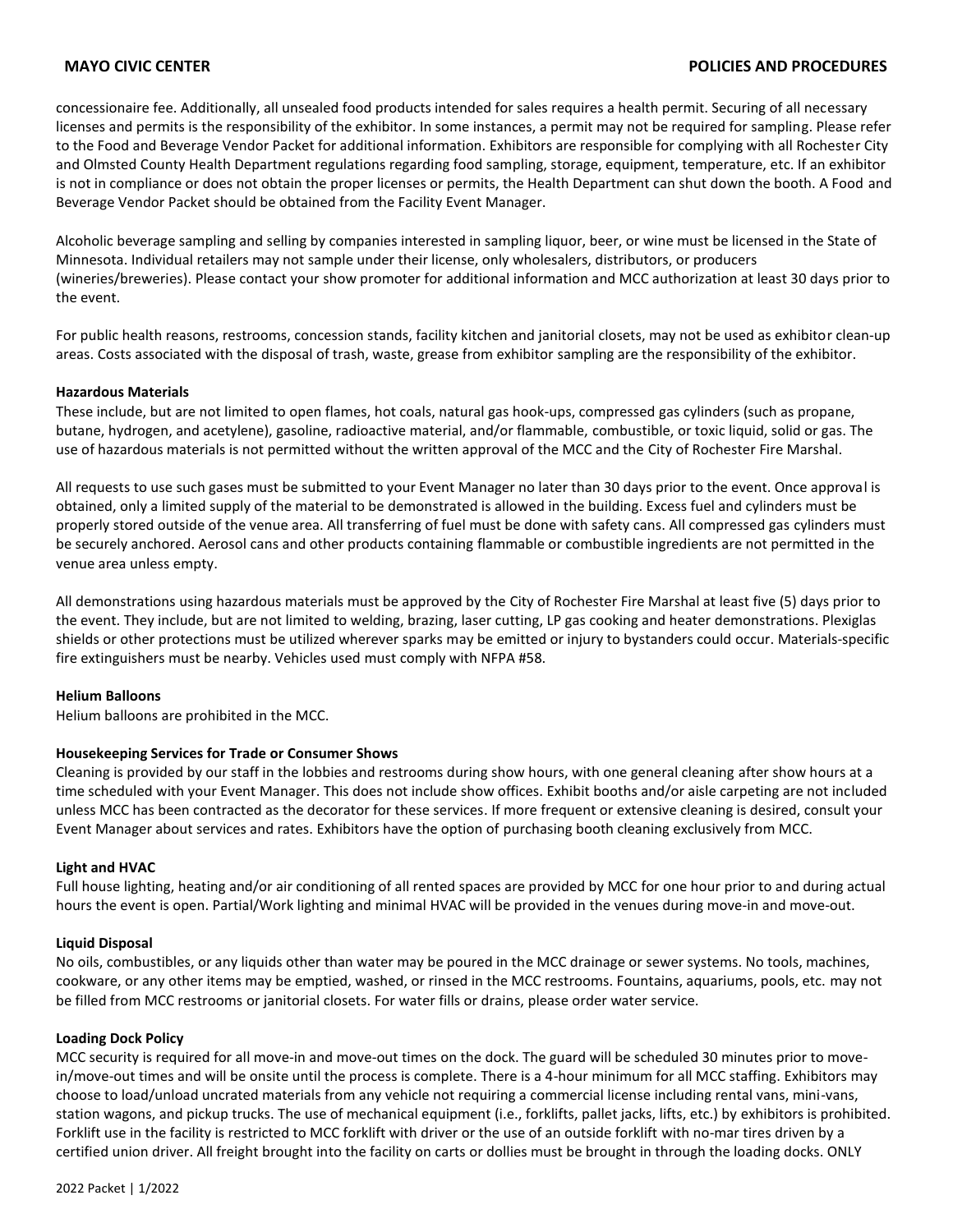concessionaire fee. Additionally, all unsealed food products intended for sales requires a health permit. Securing of all necessary licenses and permits is the responsibility of the exhibitor. In some instances, a permit may not be required for sampling. Please refer to the Food and Beverage Vendor Packet for additional information. Exhibitors are responsible for complying with all Rochester City and Olmsted County Health Department regulations regarding food sampling, storage, equipment, temperature, etc. If an exhibitor is not in compliance or does not obtain the proper licenses or permits, the Health Department can shut down the booth. A Food and Beverage Vendor Packet should be obtained from the Facility Event Manager.

Alcoholic beverage sampling and selling by companies interested in sampling liquor, beer, or wine must be licensed in the State of Minnesota. Individual retailers may not sample under their license, only wholesalers, distributors, or producers (wineries/breweries). Please contact your show promoter for additional information and MCC authorization at least 30 days prior to the event.

For public health reasons, restrooms, concession stands, facility kitchen and janitorial closets, may not be used as exhibitor clean-up areas. Costs associated with the disposal of trash, waste, grease from exhibitor sampling are the responsibility of the exhibitor.

**Hazardous Materials**
These include, but are not limited to open flames, hot coals, natural gas hook-ups, compressed gas cylinders (such as propane, butane, hydrogen, and acetylene), gasoline, radioactive material, and/or flammable, combustible, or toxic liquid, solid or gas. The use of hazardous materials is not permitted without the written approval of the MCC and the City of Rochester Fire Marshal.

All requests to use such gases must be submitted to your Event Manager no later than 30 days prior to the event. Once approval is obtained, only a limited supply of the material to be demonstrated is allowed in the building. Excess fuel and cylinders must be properly stored outside of the venue area. All transferring of fuel must be done with safety cans. All compressed gas cylinders must be securely anchored. Aerosol cans and other products containing flammable or combustible ingredients are not permitted in the venue area unless empty.

All demonstrations using hazardous materials must be approved by the City of Rochester Fire Marshal at least five (5) days prior to the event. They include, but are not limited to welding, brazing, laser cutting, LP gas cooking and heater demonstrations. Plexiglas shields or other protections must be utilized wherever sparks may be emitted or injury to bystanders could occur. Materials-specific fire extinguishers must be nearby. Vehicles used must comply with NFPA #58.

**Helium Balloons**
Helium balloons are prohibited in the MCC.

**Housekeeping Services for Trade or Consumer Shows**
Cleaning is provided by our staff in the lobbies and restrooms during show hours, with one general cleaning after show hours at a time scheduled with your Event Manager. This does not include show offices. Exhibit booths and/or aisle carpeting are not included unless MCC has been contracted as the decorator for these services. If more frequent or extensive cleaning is desired, consult your Event Manager about services and rates. Exhibitors have the option of purchasing booth cleaning exclusively from MCC.

**Light and HVAC**
Full house lighting, heating and/or air conditioning of all rented spaces are provided by MCC for one hour prior to and during actual hours the event is open. Partial/Work lighting and minimal HVAC will be provided in the venues during move-in and move-out.

**Liquid Disposal**
No oils, combustibles, or any liquids other than water may be poured in the MCC drainage or sewer systems. No tools, machines, cookware, or any other items may be emptied, washed, or rinsed in the MCC restrooms. Fountains, aquariums, pools, etc. may not be filled from MCC restrooms or janitorial closets. For water fills or drains, please order water service.

**Loading Dock Policy**
MCC security is required for all move-in and move-out times on the dock. The guard will be scheduled 30 minutes prior to move-in/move-out times and will be onsite until the process is complete. There is a 4-hour minimum for all MCC staffing. Exhibitors may choose to load/unload uncrated materials from any vehicle not requiring a commercial license including rental vans, mini-vans, station wagons, and pickup trucks. The use of mechanical equipment (i.e., forklifts, pallet jacks, lifts, etc.) by exhibitors is prohibited. Forklift use in the facility is restricted to MCC forklift with driver or the use of an outside forklift with no-mar tires driven by a certified union driver. All freight brought into the facility on carts or dollies must be brought in through the loading docks. ONLY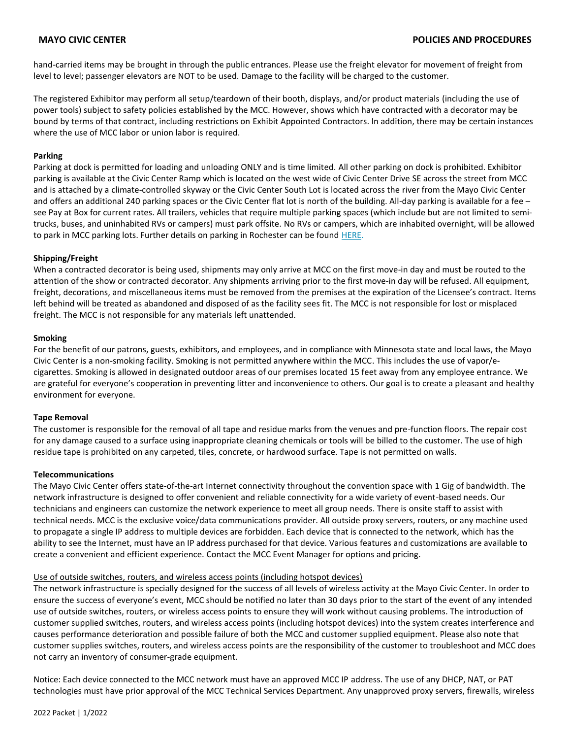hand-carried items may be brought in through the public entrances. Please use the freight elevator for movement of freight from level to level; passenger elevators are NOT to be used. Damage to the facility will be charged to the customer.

The registered Exhibitor may perform all setup/teardown of their booth, displays, and/or product materials (including the use of power tools) subject to safety policies established by the MCC. However, shows which have contracted with a decorator may be bound by terms of that contract, including restrictions on Exhibit Appointed Contractors. In addition, there may be certain instances where the use of MCC labor or union labor is required.

**Parking**

Parking at dock is permitted for loading and unloading ONLY and is time limited. All other parking on dock is prohibited. Exhibitor parking is available at the Civic Center Ramp which is located on the west wide of Civic Center Drive SE across the street from MCC and is attached by a climate-controlled skyway or the Civic Center South Lot is located across the river from the Mayo Civic Center and offers an additional 240 parking spaces or the Civic Center flat lot is north of the building. All-day parking is available for a fee – see Pay at Box for current rates. All trailers, vehicles that require multiple parking spaces (which include but are not limited to semi-trucks, buses, and uninhabited RVs or campers) must park offsite. No RVs or campers, which are inhabited overnight, will be allowed to park in MCC parking lots. Further details on parking in Rochester can be found HERE.

**Shipping/Freight**

When a contracted decorator is being used, shipments may only arrive at MCC on the first move-in day and must be routed to the attention of the show or contracted decorator. Any shipments arriving prior to the first move-in day will be refused. All equipment, freight, decorations, and miscellaneous items must be removed from the premises at the expiration of the Licensee's contract. Items left behind will be treated as abandoned and disposed of as the facility sees fit. The MCC is not responsible for lost or misplaced freight. The MCC is not responsible for any materials left unattended.

**Smoking**

For the benefit of our patrons, guests, exhibitors, and employees, and in compliance with Minnesota state and local laws, the Mayo Civic Center is a non-smoking facility. Smoking is not permitted anywhere within the MCC. This includes the use of vapor/e-cigarettes. Smoking is allowed in designated outdoor areas of our premises located 15 feet away from any employee entrance. We are grateful for everyone's cooperation in preventing litter and inconvenience to others. Our goal is to create a pleasant and healthy environment for everyone.

**Tape Removal**

The customer is responsible for the removal of all tape and residue marks from the venues and pre-function floors. The repair cost for any damage caused to a surface using inappropriate cleaning chemicals or tools will be billed to the customer. The use of high residue tape is prohibited on any carpeted, tiles, concrete, or hardwood surface. Tape is not permitted on walls.

**Telecommunications**

The Mayo Civic Center offers state-of-the-art Internet connectivity throughout the convention space with 1 Gig of bandwidth. The network infrastructure is designed to offer convenient and reliable connectivity for a wide variety of event-based needs. Our technicians and engineers can customize the network experience to meet all group needs. There is onsite staff to assist with technical needs. MCC is the exclusive voice/data communications provider. All outside proxy servers, routers, or any machine used to propagate a single IP address to multiple devices are forbidden. Each device that is connected to the network, which has the ability to see the Internet, must have an IP address purchased for that device. Various features and customizations are available to create a convenient and efficient experience. Contact the MCC Event Manager for options and pricing.

<u>Use of outside switches, routers, and wireless access points (including hotspot devices)</u>

The network infrastructure is specially designed for the success of all levels of wireless activity at the Mayo Civic Center. In order to ensure the success of everyone's event, MCC should be notified no later than 30 days prior to the start of the event of any intended use of outside switches, routers, or wireless access points to ensure they will work without causing problems. The introduction of customer supplied switches, routers, and wireless access points (including hotspot devices) into the system creates interference and causes performance deterioration and possible failure of both the MCC and customer supplied equipment. Please also note that customer supplies switches, routers, and wireless access points are the responsibility of the customer to troubleshoot and MCC does not carry an inventory of consumer-grade equipment.

Notice: Each device connected to the MCC network must have an approved MCC IP address. The use of any DHCP, NAT, or PAT technologies must have prior approval of the MCC Technical Services Department. Any unapproved proxy servers, firewalls, wireless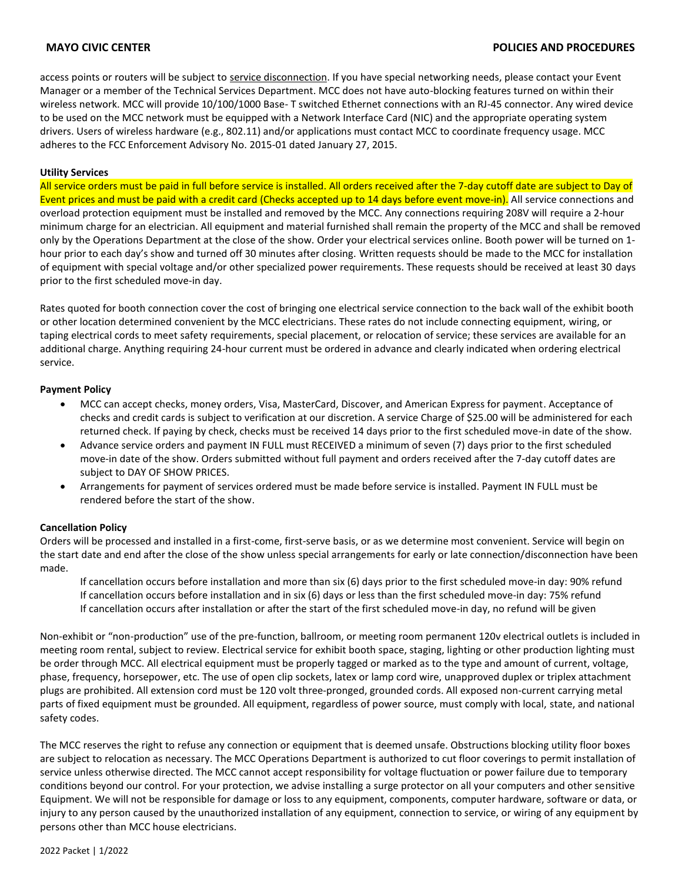access points or routers will be subject to service disconnection. If you have special networking needs, please contact your Event Manager or a member of the Technical Services Department. MCC does not have auto-blocking features turned on within their wireless network. MCC will provide 10/100/1000 Base- T switched Ethernet connections with an RJ-45 connector. Any wired device to be used on the MCC network must be equipped with a Network Interface Card (NIC) and the appropriate operating system drivers. Users of wireless hardware (e.g., 802.11) and/or applications must contact MCC to coordinate frequency usage. MCC adheres to the FCC Enforcement Advisory No. 2015-01 dated January 27, 2015.

**Utility Services**

All service orders must be paid in full before service is installed. All orders received after the 7-day cutoff date are subject to Day of Event prices and must be paid with a credit card (Checks accepted up to 14 days before event move-in). All service connections and overload protection equipment must be installed and removed by the MCC. Any connections requiring 208V will require a 2-hour minimum charge for an electrician. All equipment and material furnished shall remain the property of the MCC and shall be removed only by the Operations Department at the close of the show. Order your electrical services online. Booth power will be turned on 1-hour prior to each day's show and turned off 30 minutes after closing. Written requests should be made to the MCC for installation of equipment with special voltage and/or other specialized power requirements. These requests should be received at least 30 days prior to the first scheduled move-in day.

Rates quoted for booth connection cover the cost of bringing one electrical service connection to the back wall of the exhibit booth or other location determined convenient by the MCC electricians. These rates do not include connecting equipment, wiring, or taping electrical cords to meet safety requirements, special placement, or relocation of service; these services are available for an additional charge. Anything requiring 24-hour current must be ordered in advance and clearly indicated when ordering electrical service.

**Payment Policy**

- MCC can accept checks, money orders, Visa, MasterCard, Discover, and American Express for payment. Acceptance of checks and credit cards is subject to verification at our discretion. A service Charge of $25.00 will be administered for each returned check. If paying by check, checks must be received 14 days prior to the first scheduled move-in date of the show.
- Advance service orders and payment IN FULL must RECEIVED a minimum of seven (7) days prior to the first scheduled move-in date of the show. Orders submitted without full payment and orders received after the 7-day cutoff dates are subject to DAY OF SHOW PRICES.
- Arrangements for payment of services ordered must be made before service is installed. Payment IN FULL must be rendered before the start of the show.

**Cancellation Policy**

Orders will be processed and installed in a first-come, first-serve basis, or as we determine most convenient. Service will begin on the start date and end after the close of the show unless special arrangements for early or late connection/disconnection have been made.

If cancellation occurs before installation and more than six (6) days prior to the first scheduled move-in day: 90% refund
If cancellation occurs before installation and in six (6) days or less than the first scheduled move-in day: 75% refund
If cancellation occurs after installation or after the start of the first scheduled move-in day, no refund will be given

Non-exhibit or "non-production" use of the pre-function, ballroom, or meeting room permanent 120v electrical outlets is included in meeting room rental, subject to review. Electrical service for exhibit booth space, staging, lighting or other production lighting must be order through MCC. All electrical equipment must be properly tagged or marked as to the type and amount of current, voltage, phase, frequency, horsepower, etc. The use of open clip sockets, latex or lamp cord wire, unapproved duplex or triplex attachment plugs are prohibited. All extension cord must be 120 volt three-pronged, grounded cords. All exposed non-current carrying metal parts of fixed equipment must be grounded. All equipment, regardless of power source, must comply with local, state, and national safety codes.

The MCC reserves the right to refuse any connection or equipment that is deemed unsafe. Obstructions blocking utility floor boxes are subject to relocation as necessary. The MCC Operations Department is authorized to cut floor coverings to permit installation of service unless otherwise directed. The MCC cannot accept responsibility for voltage fluctuation or power failure due to temporary conditions beyond our control. For your protection, we advise installing a surge protector on all your computers and other sensitive Equipment. We will not be responsible for damage or loss to any equipment, components, computer hardware, software or data, or injury to any person caused by the unauthorized installation of any equipment, connection to service, or wiring of any equipment by persons other than MCC house electricians.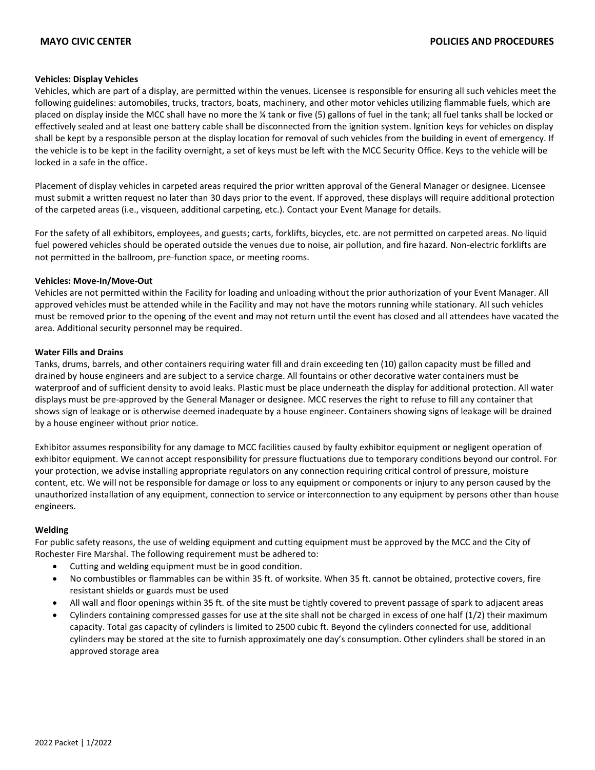**Vehicles: Display Vehicles**

Vehicles, which are part of a display, are permitted within the venues. Licensee is responsible for ensuring all such vehicles meet the following guidelines: automobiles, trucks, tractors, boats, machinery, and other motor vehicles utilizing flammable fuels, which are placed on display inside the MCC shall have no more the ¼ tank or five (5) gallons of fuel in the tank; all fuel tanks shall be locked or effectively sealed and at least one battery cable shall be disconnected from the ignition system. Ignition keys for vehicles on display shall be kept by a responsible person at the display location for removal of such vehicles from the building in event of emergency. If the vehicle is to be kept in the facility overnight, a set of keys must be left with the MCC Security Office. Keys to the vehicle will be locked in a safe in the office.

Placement of display vehicles in carpeted areas required the prior written approval of the General Manager or designee. Licensee must submit a written request no later than 30 days prior to the event. If approved, these displays will require additional protection of the carpeted areas (i.e., visqueen, additional carpeting, etc.). Contact your Event Manage for details.

For the safety of all exhibitors, employees, and guests; carts, forklifts, bicycles, etc. are not permitted on carpeted areas. No liquid fuel powered vehicles should be operated outside the venues due to noise, air pollution, and fire hazard. Non-electric forklifts are not permitted in the ballroom, pre-function space, or meeting rooms.

**Vehicles: Move-In/Move-Out**

Vehicles are not permitted within the Facility for loading and unloading without the prior authorization of your Event Manager. All approved vehicles must be attended while in the Facility and may not have the motors running while stationary. All such vehicles must be removed prior to the opening of the event and may not return until the event has closed and all attendees have vacated the area. Additional security personnel may be required.

**Water Fills and Drains**

Tanks, drums, barrels, and other containers requiring water fill and drain exceeding ten (10) gallon capacity must be filled and drained by house engineers and are subject to a service charge. All fountains or other decorative water containers must be waterproof and of sufficient density to avoid leaks. Plastic must be place underneath the display for additional protection. All water displays must be pre-approved by the General Manager or designee. MCC reserves the right to refuse to fill any container that shows sign of leakage or is otherwise deemed inadequate by a house engineer. Containers showing signs of leakage will be drained by a house engineer without prior notice.

Exhibitor assumes responsibility for any damage to MCC facilities caused by faulty exhibitor equipment or negligent operation of exhibitor equipment. We cannot accept responsibility for pressure fluctuations due to temporary conditions beyond our control. For your protection, we advise installing appropriate regulators on any connection requiring critical control of pressure, moisture content, etc. We will not be responsible for damage or loss to any equipment or components or injury to any person caused by the unauthorized installation of any equipment, connection to service or interconnection to any equipment by persons other than house engineers.

**Welding**

For public safety reasons, the use of welding equipment and cutting equipment must be approved by the MCC and the City of Rochester Fire Marshal. The following requirement must be adhered to:

- Cutting and welding equipment must be in good condition.
- No combustibles or flammables can be within 35 ft. of worksite. When 35 ft. cannot be obtained, protective covers, fire resistant shields or guards must be used
- All wall and floor openings within 35 ft. of the site must be tightly covered to prevent passage of spark to adjacent areas
- Cylinders containing compressed gasses for use at the site shall not be charged in excess of one half (1/2) their maximum capacity. Total gas capacity of cylinders is limited to 2500 cubic ft. Beyond the cylinders connected for use, additional cylinders may be stored at the site to furnish approximately one day's consumption. Other cylinders shall be stored in an approved storage area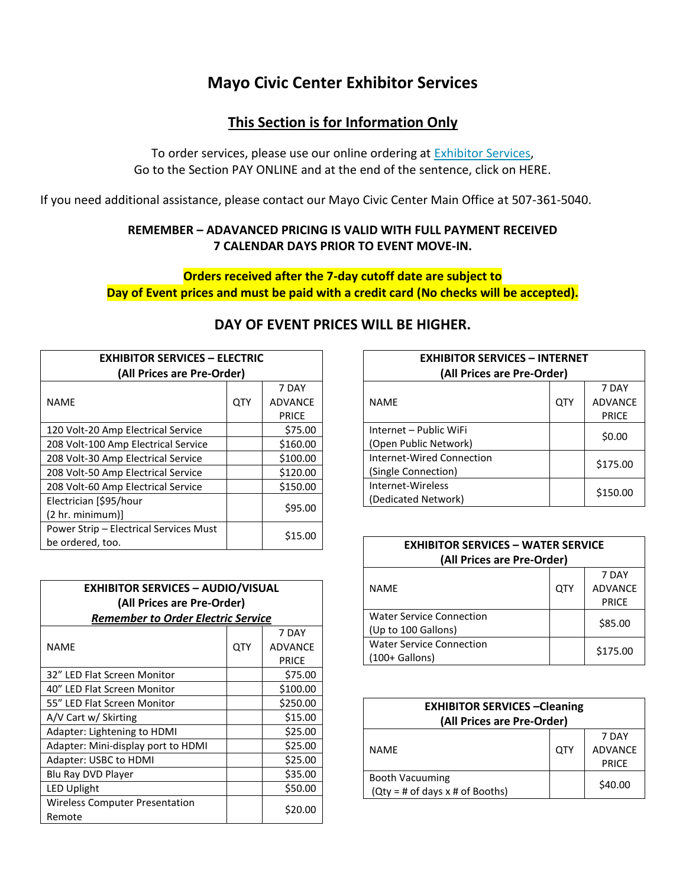# Mayo Civic Center Exhibitor Services

## This Section is for Information Only

To order services, please use our online ordering at Exhibitor Services,
Go to the Section PAY ONLINE and at the end of the sentence, click on HERE.

If you need additional assistance, please contact our Mayo Civic Center Main Office at 507-361-5040.

**REMEMBER – ADAVANCED PRICING IS VALID WITH FULL PAYMENT RECEIVED 7 CALENDAR DAYS PRIOR TO EVENT MOVE-IN.**

**Orders received after the 7-day cutoff date are subject to Day of Event prices and must be paid with a credit card (No checks will be accepted).**

## DAY OF EVENT PRICES WILL BE HIGHER.

**EXHIBITOR SERVICES – ELECTRIC (All Prices are Pre-Order)**

| NAME | QTY | 7 DAY ADVANCE PRICE |
|---|---|---|
| 120 Volt-20 Amp Electrical Service | | $75.00 |
| 208 Volt-100 Amp Electrical Service | | $160.00 |
| 208 Volt-30 Amp Electrical Service | | $100.00 |
| 208 Volt-50 Amp Electrical Service | | $120.00 |
| 208 Volt-60 Amp Electrical Service | | $150.00 |
| Electrician [$95/hour (2 hr. minimum)] | | $95.00 |
| Power Strip – Electrical Services Must be ordered, too. | | $15.00 |

**EXHIBITOR SERVICES – AUDIO/VISUAL (All Prices are Pre-Order)**
***Remember to Order Electric Service***

| NAME | QTY | 7 DAY ADVANCE PRICE |
|---|---|---|
| 32" LED Flat Screen Monitor | | $75.00 |
| 40" LED Flat Screen Monitor | | $100.00 |
| 55" LED Flat Screen Monitor | | $250.00 |
| A/V Cart w/ Skirting | | $15.00 |
| Adapter: Lightening to HDMI | | $25.00 |
| Adapter: Mini-display port to HDMI | | $25.00 |
| Adapter: USBC to HDMI | | $25.00 |
| Blu Ray DVD Player | | $35.00 |
| LED Uplight | | $50.00 |
| Wireless Computer Presentation Remote | | $20.00 |

**EXHIBITOR SERVICES – INTERNET (All Prices are Pre-Order)**

| NAME | QTY | 7 DAY ADVANCE PRICE |
|---|---|---|
| Internet – Public WiFi (Open Public Network) | | $0.00 |
| Internet-Wired Connection (Single Connection) | | $175.00 |
| Internet-Wireless (Dedicated Network) | | $150.00 |

**EXHIBITOR SERVICES – WATER SERVICE (All Prices are Pre-Order)**

| NAME | QTY | 7 DAY ADVANCE PRICE |
|---|---|---|
| Water Service Connection (Up to 100 Gallons) | | $85.00 |
| Water Service Connection (100+ Gallons) | | $175.00 |

**EXHIBITOR SERVICES –Cleaning (All Prices are Pre-Order)**

| NAME | QTY | 7 DAY ADVANCE PRICE |
|---|---|---|
| Booth Vacuuming (Qty = # of days x # of Booths) | | $40.00 |